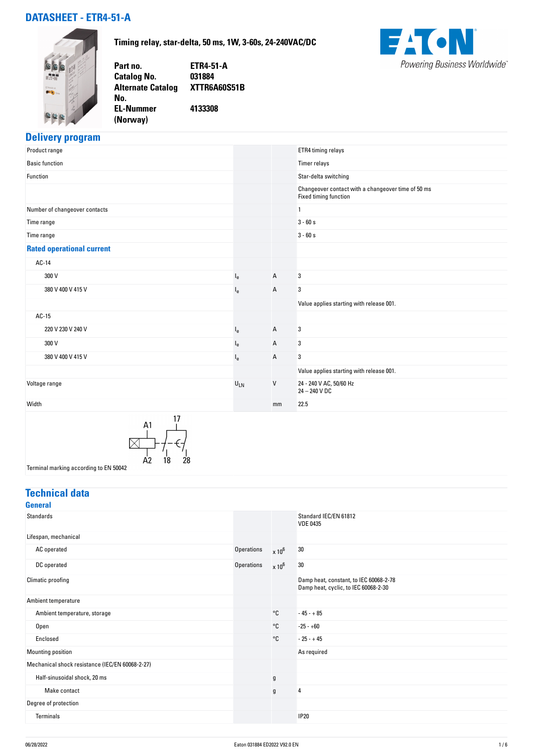# DATASHEET - ETR4-51-A

**Timing relay, star-delta, 50 ms, 1W, 3-60s, 24-240VAC/DC**

| | |
|---|---|
| **Part no.** | **ETR4-51-A** |
| **Catalog No.** | **031884** |
| **Alternate Catalog No.** | **XTTR6A60S51B** |
| **EL-Nummer (Norway)** | **4133308** |

## Delivery program

| | | | |
|---|---|---|---|
| Product range | | | ETR4 timing relays |
| Basic function | | | Timer relays |
| Function | | | Star-delta switching |
| | | | Changeover contact with a changeover time of 50 ms<br>Fixed timing function |
| Number of changeover contacts | | | 1 |
| Time range | | | 3 - 60 s |
| Time range | | | 3 - 60 s |
| **Rated operational current** | | | |
| AC-14 | | | |
| 300 V | $I_e$ | A | 3 |
| 380 V 400 V 415 V | $I_e$ | A | 3 |
| | | | Value applies starting with release 001. |
| AC-15 | | | |
| 220 V 230 V 240 V | $I_e$ | A | 3 |
| 300 V | $I_e$ | A | 3 |
| 380 V 400 V 415 V | $I_e$ | A | 3 |
| | | | Value applies starting with release 001. |
| Voltage range | $U_{LN}$ | V | 24 - 240 V AC, 50/60 Hz<br>24 – 240 V DC |
| Width | | mm | 22.5 |

A1 17 A2 18 28

Terminal marking according to EN 50042

## Technical data

### General

| | | | |
|---|---|---|---|
| Standards | | | Standard IEC/EN 61812<br>VDE 0435 |
| Lifespan, mechanical | | | |
| AC operated | Operations | x $10^6$ | 30 |
| DC operated | Operations | x $10^6$ | 30 |
| Climatic proofing | | | Damp heat, constant, to IEC 60068-2-78<br>Damp heat, cyclic, to IEC 60068-2-30 |
| Ambient temperature | | | |
| Ambient temperature, storage | | °C | - 45 - + 85 |
| Open | | °C | -25 - +60 |
| Enclosed | | °C | - 25 - + 45 |
| Mounting position | | | As required |
| Mechanical shock resistance (IEC/EN 60068-2-27) | | | |
| Half-sinusoidal shock, 20 ms | | g | |
| Make contact | | g | 4 |
| Degree of protection | | | |
| Terminals | | | IP20 |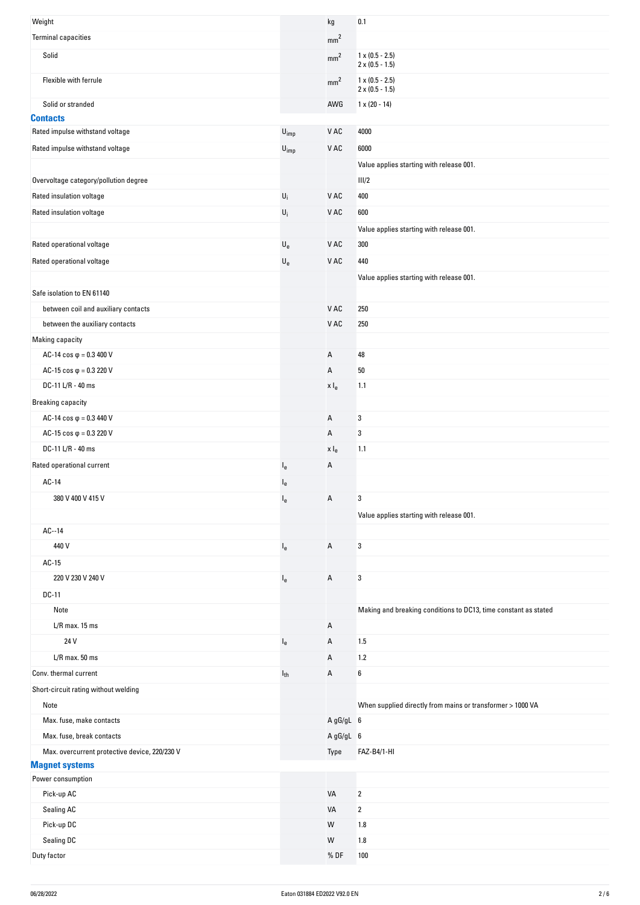| | | | |
|---|---|---|---|
| Weight | | kg | 0.1 |
| Terminal capacities | | $mm^2$ | |
| Solid | | $mm^2$ | 1 x (0.5 - 2.5)<br>2 x (0.5 - 1.5) |
| Flexible with ferrule | | $mm^2$ | 1 x (0.5 - 2.5)<br>2 x (0.5 - 1.5) |
| Solid or stranded | | AWG | 1 x (20 - 14) |

## Contacts

| | | | |
|---|---|---|---|
| Rated impulse withstand voltage | $U_{imp}$ | V AC | 4000 |
| Rated impulse withstand voltage | $U_{imp}$ | V AC | 6000 |
| | | | Value applies starting with release 001. |
| Overvoltage category/pollution degree | | | III/2 |
| Rated insulation voltage | $U_i$ | V AC | 400 |
| Rated insulation voltage | $U_i$ | V AC | 600 |
| | | | Value applies starting with release 001. |
| Rated operational voltage | $U_e$ | V AC | 300 |
| Rated operational voltage | $U_e$ | V AC | 440 |
| | | | Value applies starting with release 001. |
| Safe isolation to EN 61140 | | | |
| between coil and auxiliary contacts | | V AC | 250 |
| between the auxiliary contacts | | V AC | 250 |
| Making capacity | | | |
| AC-14 cos φ = 0.3 400 V | | A | 48 |
| AC-15 cos φ = 0.3 220 V | | A | 50 |
| DC-11 L/R - 40 ms | | x $I_e$ | 1.1 |
| Breaking capacity | | | |
| AC-14 cos φ = 0.3 440 V | | A | 3 |
| AC-15 cos φ = 0.3 220 V | | A | 3 |
| DC-11 L/R - 40 ms | | x $I_e$ | 1.1 |
| Rated operational current | $I_e$ | A | |
| AC-14 | $I_e$ | | |
| 380 V 400 V 415 V | $I_e$ | A | 3 |
| | | | Value applies starting with release 001. |
| AC--14 | | | |
| 440 V | $I_e$ | A | 3 |
| AC-15 | | | |
| 220 V 230 V 240 V | $I_e$ | A | 3 |
| DC-11 | | | |
| Note | | | Making and breaking conditions to DC13, time constant as stated |
| L/R max. 15 ms | | A | |
| 24 V | $I_e$ | A | 1.5 |
| L/R max. 50 ms | | A | 1.2 |
| Conv. thermal current | $I_{th}$ | A | 6 |
| Short-circuit rating without welding | | | |
| Note | | | When supplied directly from mains or transformer > 1000 VA |
| Max. fuse, make contacts | | A gG/gL | 6 |
| Max. fuse, break contacts | | A gG/gL | 6 |
| Max. overcurrent protective device, 220/230 V | | Type | FAZ-B4/1-HI |

## Magnet systems

| | | | |
|---|---|---|---|
| Power consumption | | | |
| Pick-up AC | | VA | 2 |
| Sealing AC | | VA | 2 |
| Pick-up DC | | W | 1.8 |
| Sealing DC | | W | 1.8 |
| Duty factor | | % DF | 100 |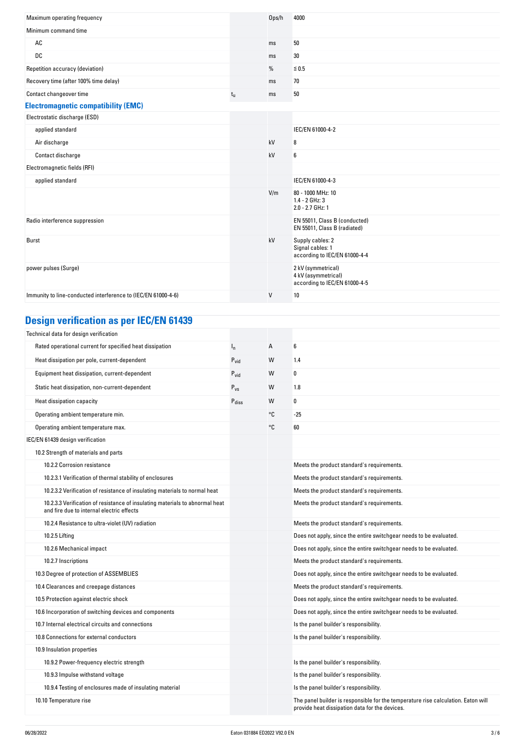| | | | |
|---|---|---|---|
| Maximum operating frequency | | Ops/h | 4000 |
| Minimum command time | | | |
| AC | | ms | 50 |
| DC | | ms | 30 |
| Repetition accuracy (deviation) | | % | ≦ 0.5 |
| Recovery time (after 100% time delay) | | ms | 70 |
| Contact changeover time | $t_u$ | ms | 50 |

### Electromagnetic compatibility (EMC)

| | | | |
|---|---|---|---|
| Electrostatic discharge (ESD) | | | |
| applied standard | | | IEC/EN 61000-4-2 |
| Air discharge | | kV | 8 |
| Contact discharge | | kV | 6 |
| Electromagnetic fields (RFI) | | | |
| applied standard | | | IEC/EN 61000-4-3 |
| | | V/m | 80 - 1000 MHz: 10<br>1.4 - 2 GHz: 3<br>2.0 - 2.7 GHz: 1 |
| Radio interference suppression | | | EN 55011, Class B (conducted)<br>EN 55011, Class B (radiated) |
| Burst | | kV | Supply cables: 2<br>Signal cables: 1<br>according to IEC/EN 61000-4-4 |
| power pulses (Surge) | | | 2 kV (symmetrical)<br>4 kV (asymmetrical)<br>according to IEC/EN 61000-4-5 |
| Immunity to line-conducted interference to (IEC/EN 61000-4-6) | | V | 10 |

## Design verification as per IEC/EN 61439

| | | | |
|---|---|---|---|
| Technical data for design verification | | | |
| Rated operational current for specified heat dissipation | $I_n$ | A | 6 |
| Heat dissipation per pole, current-dependent | $P_{vid}$ | W | 1.4 |
| Equipment heat dissipation, current-dependent | $P_{vid}$ | W | 0 |
| Static heat dissipation, non-current-dependent | $P_{vs}$ | W | 1.8 |
| Heat dissipation capacity | $P_{diss}$ | W | 0 |
| Operating ambient temperature min. | | °C | -25 |
| Operating ambient temperature max. | | °C | 60 |
| IEC/EN 61439 design verification | | | |
| 10.2 Strength of materials and parts | | | |
| 10.2.2 Corrosion resistance | | | Meets the product standard's requirements. |
| 10.2.3.1 Verification of thermal stability of enclosures | | | Meets the product standard's requirements. |
| 10.2.3.2 Verification of resistance of insulating materials to normal heat | | | Meets the product standard's requirements. |
| 10.2.3.3 Verification of resistance of insulating materials to abnormal heat and fire due to internal electric effects | | | Meets the product standard's requirements. |
| 10.2.4 Resistance to ultra-violet (UV) radiation | | | Meets the product standard's requirements. |
| 10.2.5 Lifting | | | Does not apply, since the entire switchgear needs to be evaluated. |
| 10.2.6 Mechanical impact | | | Does not apply, since the entire switchgear needs to be evaluated. |
| 10.2.7 Inscriptions | | | Meets the product standard's requirements. |
| 10.3 Degree of protection of ASSEMBLIES | | | Does not apply, since the entire switchgear needs to be evaluated. |
| 10.4 Clearances and creepage distances | | | Meets the product standard's requirements. |
| 10.5 Protection against electric shock | | | Does not apply, since the entire switchgear needs to be evaluated. |
| 10.6 Incorporation of switching devices and components | | | Does not apply, since the entire switchgear needs to be evaluated. |
| 10.7 Internal electrical circuits and connections | | | Is the panel builder's responsibility. |
| 10.8 Connections for external conductors | | | Is the panel builder's responsibility. |
| 10.9 Insulation properties | | | |
| 10.9.2 Power-frequency electric strength | | | Is the panel builder's responsibility. |
| 10.9.3 Impulse withstand voltage | | | Is the panel builder's responsibility. |
| 10.9.4 Testing of enclosures made of insulating material | | | Is the panel builder's responsibility. |
| 10.10 Temperature rise | | | The panel builder is responsible for the temperature rise calculation. Eaton will provide heat dissipation data for the devices. |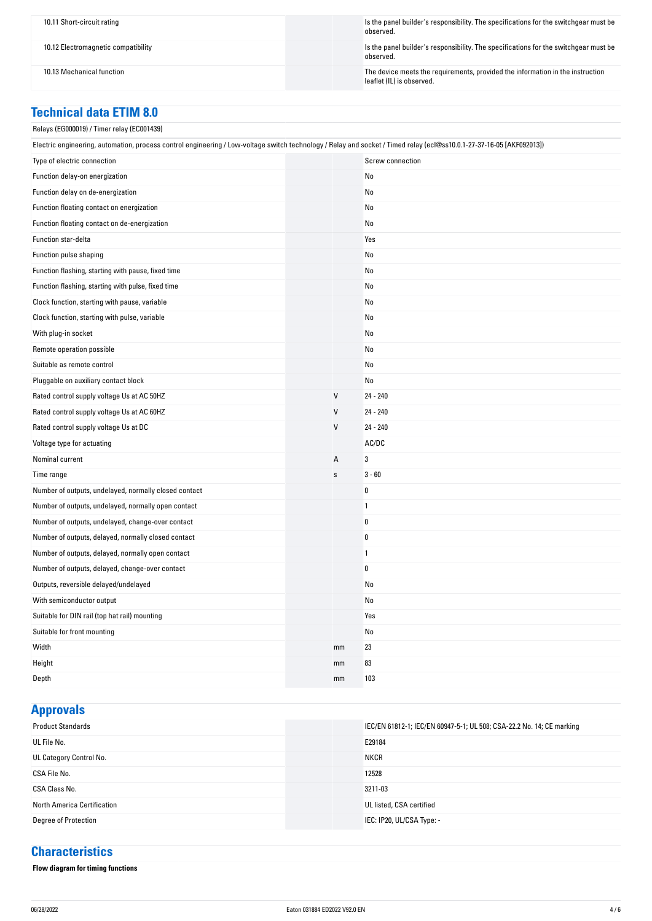| | | |
|---|---|---|
| 10.11 Short-circuit rating | | Is the panel builder's responsibility. The specifications for the switchgear must be observed. |
| 10.12 Electromagnetic compatibility | | Is the panel builder's responsibility. The specifications for the switchgear must be observed. |
| 10.13 Mechanical function | | The device meets the requirements, provided the information in the instruction leaflet (IL) is observed. |

## Technical data ETIM 8.0

Relays (EG000019) / Timer relay (EC001439)

Electric engineering, automation, process control engineering / Low-voltage switch technology / Relay and socket / Timed relay (ecl@ss10.0.1-27-37-16-05 [AKF092013])

| | | |
|---|---|---|
| Type of electric connection | | Screw connection |
| Function delay-on energization | | No |
| Function delay on de-energization | | No |
| Function floating contact on energization | | No |
| Function floating contact on de-energization | | No |
| Function star-delta | | Yes |
| Function pulse shaping | | No |
| Function flashing, starting with pause, fixed time | | No |
| Function flashing, starting with pulse, fixed time | | No |
| Clock function, starting with pause, variable | | No |
| Clock function, starting with pulse, variable | | No |
| With plug-in socket | | No |
| Remote operation possible | | No |
| Suitable as remote control | | No |
| Pluggable on auxiliary contact block | | No |
| Rated control supply voltage Us at AC 50HZ | V | 24 - 240 |
| Rated control supply voltage Us at AC 60HZ | V | 24 - 240 |
| Rated control supply voltage Us at DC | V | 24 - 240 |
| Voltage type for actuating | | AC/DC |
| Nominal current | A | 3 |
| Time range | s | 3 - 60 |
| Number of outputs, undelayed, normally closed contact | | 0 |
| Number of outputs, undelayed, normally open contact | | 1 |
| Number of outputs, undelayed, change-over contact | | 0 |
| Number of outputs, delayed, normally closed contact | | 0 |
| Number of outputs, delayed, normally open contact | | 1 |
| Number of outputs, delayed, change-over contact | | 0 |
| Outputs, reversible delayed/undelayed | | No |
| With semiconductor output | | No |
| Suitable for DIN rail (top hat rail) mounting | | Yes |
| Suitable for front mounting | | No |
| Width | mm | 23 |
| Height | mm | 83 |
| Depth | mm | 103 |

## Approvals

| | |
|---|---|
| Product Standards | IEC/EN 61812-1; IEC/EN 60947-5-1; UL 508; CSA-22.2 No. 14; CE marking |
| UL File No. | E29184 |
| UL Category Control No. | NKCR |
| CSA File No. | 12528 |
| CSA Class No. | 3211-03 |
| North America Certification | UL listed, CSA certified |
| Degree of Protection | IEC: IP20, UL/CSA Type: - |

## Characteristics

**Flow diagram for timing functions**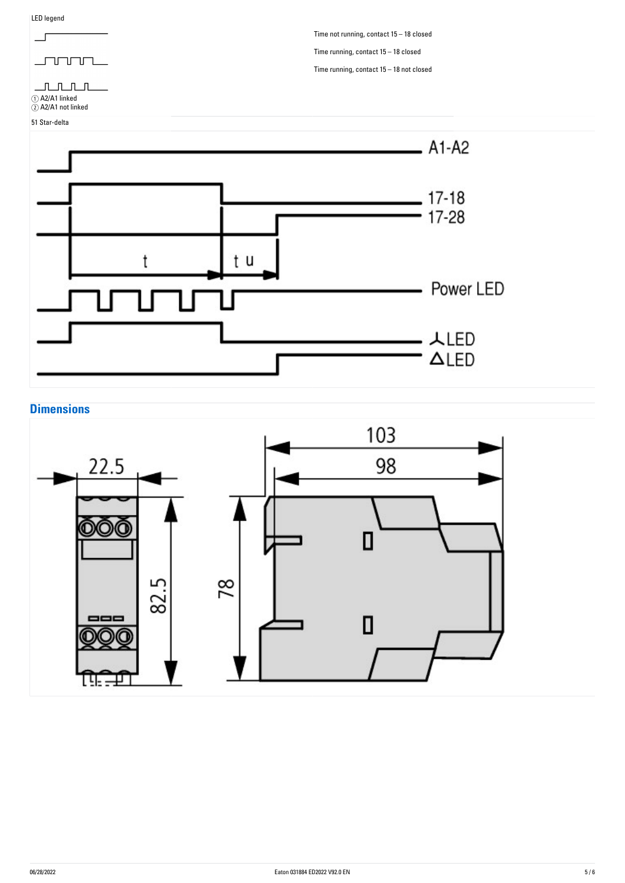LED legend

Time not running, contact 15 – 18 closed

Time running, contact 15 – 18 closed

Time running, contact 15 – 18 not closed

① A2/A1 linked
② A2/A1 not linked

51 Star-delta

A1-A2

17-18

17-28

t

t u

Power LED

⅄LED

ΔLED

## Dimensions

22.5

82.5

103

98

78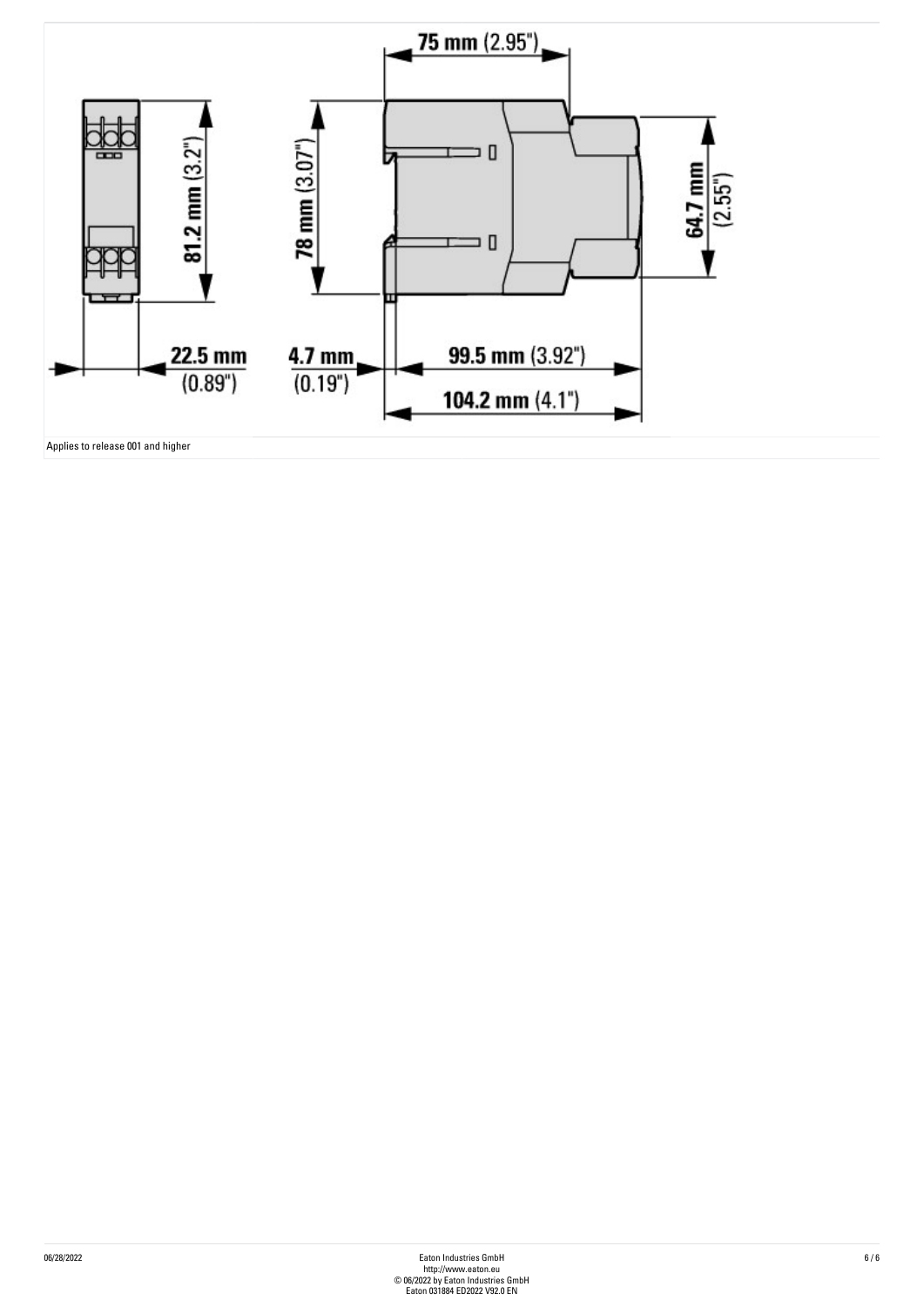75 mm (2.95")

81.2 mm (3.2")

78 mm (3.07")

64.7 mm (2.55")

22.5 mm (0.89")

4.7 mm (0.19")

99.5 mm (3.92")

104.2 mm (4.1")

Applies to release 001 and higher